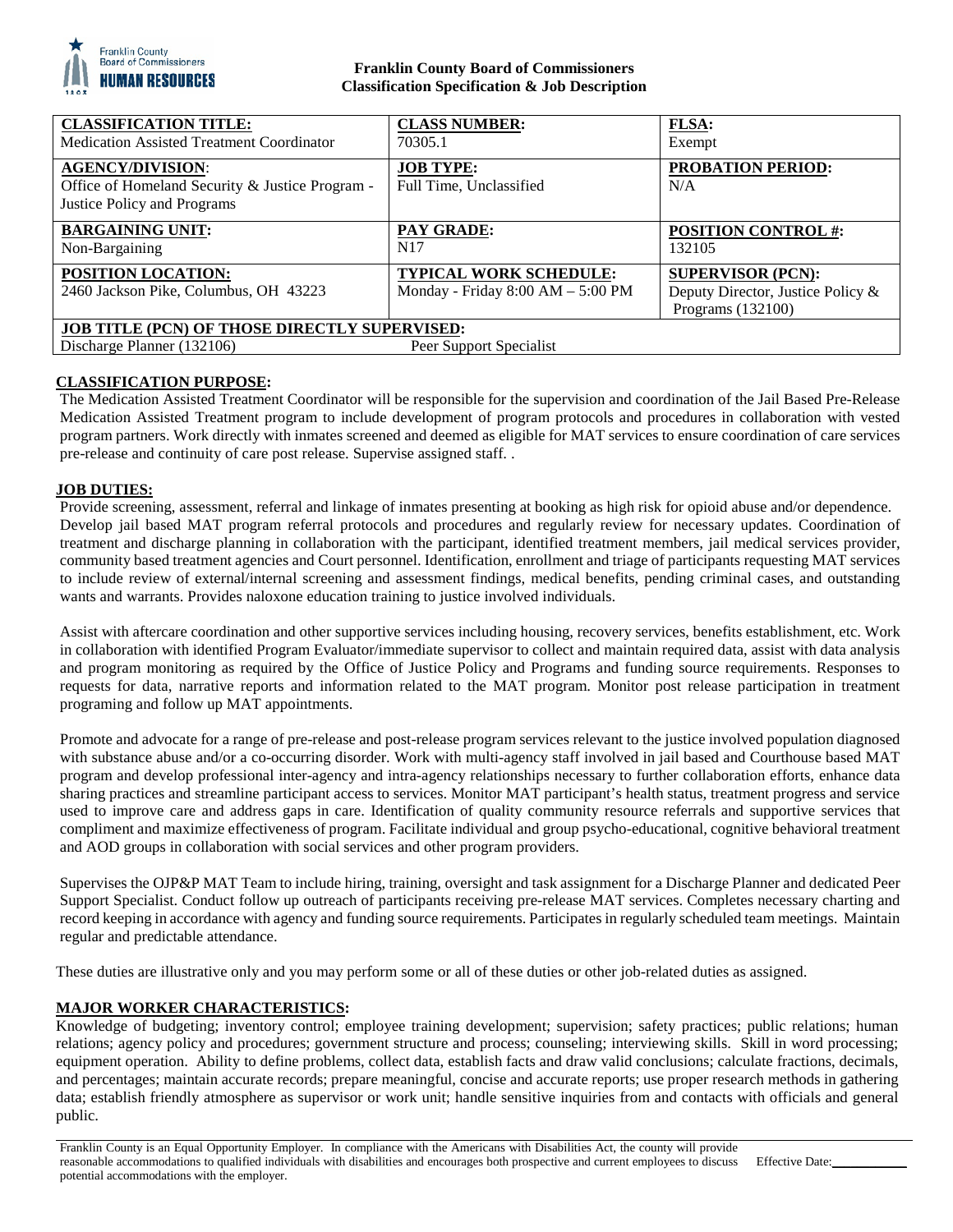**Franklin County Board of Commissioners**
**Classification Specification & Job Description**

| **CLASSIFICATION TITLE:** Medication Assisted Treatment Coordinator | **CLASS NUMBER:** 70305.1 | **FLSA:** Exempt |
|---|---|---|
| **AGENCY/DIVISION:** Office of Homeland Security & Justice Program - Justice Policy and Programs | **JOB TYPE:** Full Time, Unclassified | **PROBATION PERIOD:** N/A |
| **BARGAINING UNIT:** Non-Bargaining | **PAY GRADE:** N17 | **POSITION CONTROL #:** 132105 |
| **POSITION LOCATION:** 2460 Jackson Pike, Columbus, OH 43223 | **TYPICAL WORK SCHEDULE:** Monday - Friday 8:00 AM – 5:00 PM | **SUPERVISOR (PCN):** Deputy Director, Justice Policy & Programs (132100) |
| **JOB TITLE (PCN) OF THOSE DIRECTLY SUPERVISED:** Discharge Planner (132106) | Peer Support Specialist | |

## CLASSIFICATION PURPOSE:

The Medication Assisted Treatment Coordinator will be responsible for the supervision and coordination of the Jail Based Pre-Release Medication Assisted Treatment program to include development of program protocols and procedures in collaboration with vested program partners. Work directly with inmates screened and deemed as eligible for MAT services to ensure coordination of care services pre-release and continuity of care post release. Supervise assigned staff. .

## JOB DUTIES:

Provide screening, assessment, referral and linkage of inmates presenting at booking as high risk for opioid abuse and/or dependence. Develop jail based MAT program referral protocols and procedures and regularly review for necessary updates. Coordination of treatment and discharge planning in collaboration with the participant, identified treatment members, jail medical services provider, community based treatment agencies and Court personnel. Identification, enrollment and triage of participants requesting MAT services to include review of external/internal screening and assessment findings, medical benefits, pending criminal cases, and outstanding wants and warrants. Provides naloxone education training to justice involved individuals.

Assist with aftercare coordination and other supportive services including housing, recovery services, benefits establishment, etc. Work in collaboration with identified Program Evaluator/immediate supervisor to collect and maintain required data, assist with data analysis and program monitoring as required by the Office of Justice Policy and Programs and funding source requirements. Responses to requests for data, narrative reports and information related to the MAT program. Monitor post release participation in treatment programing and follow up MAT appointments.

Promote and advocate for a range of pre-release and post-release program services relevant to the justice involved population diagnosed with substance abuse and/or a co-occurring disorder. Work with multi-agency staff involved in jail based and Courthouse based MAT program and develop professional inter-agency and intra-agency relationships necessary to further collaboration efforts, enhance data sharing practices and streamline participant access to services. Monitor MAT participant's health status, treatment progress and service used to improve care and address gaps in care. Identification of quality community resource referrals and supportive services that compliment and maximize effectiveness of program. Facilitate individual and group psycho-educational, cognitive behavioral treatment and AOD groups in collaboration with social services and other program providers.

Supervises the OJP&P MAT Team to include hiring, training, oversight and task assignment for a Discharge Planner and dedicated Peer Support Specialist. Conduct follow up outreach of participants receiving pre-release MAT services. Completes necessary charting and record keeping in accordance with agency and funding source requirements. Participates in regularly scheduled team meetings. Maintain regular and predictable attendance.

These duties are illustrative only and you may perform some or all of these duties or other job-related duties as assigned.

## MAJOR WORKER CHARACTERISTICS:

Knowledge of budgeting; inventory control; employee training development; supervision; safety practices; public relations; human relations; agency policy and procedures; government structure and process; counseling; interviewing skills. Skill in word processing; equipment operation. Ability to define problems, collect data, establish facts and draw valid conclusions; calculate fractions, decimals, and percentages; maintain accurate records; prepare meaningful, concise and accurate reports; use proper research methods in gathering data; establish friendly atmosphere as supervisor or work unit; handle sensitive inquiries from and contacts with officials and general public.

Franklin County is an Equal Opportunity Employer. In compliance with the Americans with Disabilities Act, the county will provide reasonable accommodations to qualified individuals with disabilities and encourages both prospective and current employees to discuss potential accommodations with the employer.

Effective Date:\_\_\_\_\_\_\_\_\_\_\_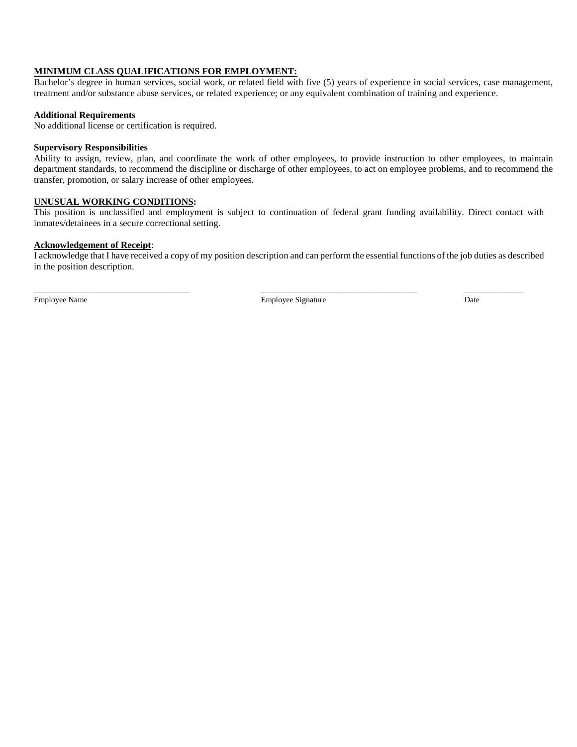**MINIMUM CLASS QUALIFICATIONS FOR EMPLOYMENT:**

Bachelor's degree in human services, social work, or related field with five (5) years of experience in social services, case management, treatment and/or substance abuse services, or related experience; or any equivalent combination of training and experience.

**Additional Requirements**

No additional license or certification is required.

**Supervisory Responsibilities**

Ability to assign, review, plan, and coordinate the work of other employees, to provide instruction to other employees, to maintain department standards, to recommend the discipline or discharge of other employees, to act on employee problems, and to recommend the transfer, promotion, or salary increase of other employees.

**UNUSUAL WORKING CONDITIONS:**

This position is unclassified and employment is subject to continuation of federal grant funding availability. Direct contact with inmates/detainees in a secure correctional setting.

**Acknowledgement of Receipt**:

I acknowledge that I have received a copy of my position description and can perform the essential functions of the job duties as described in the position description.

| | | |
|---|---|---|
| ____________________________________ | ____________________________________ | ______________ |
| Employee Name | Employee Signature | Date |